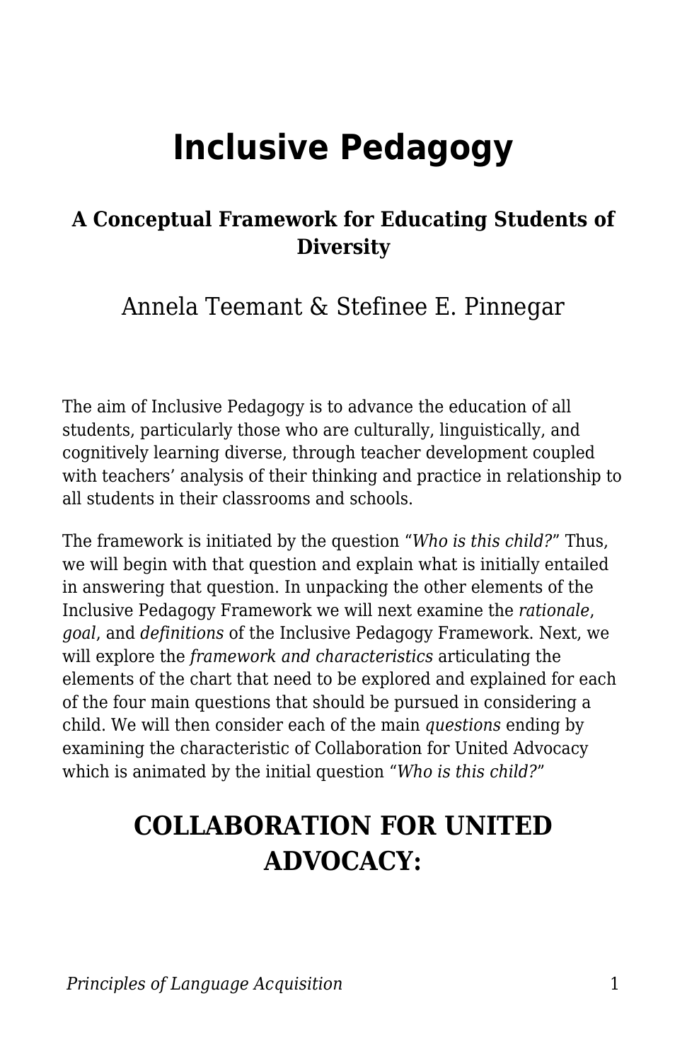# Inclusive Pedagogy

### A Conceptual Framework for Educating Students of Diversity

Annela Teemant & Stefinee E. Pinnegar

The aim of Inclusive Pedagogy is to advance the education of all students, particularly those who are culturally, linguistically, and cognitively learning diverse, through teacher development coupled with teachers' analysis of their thinking and practice in relationship to all students in their classrooms and schools.

The framework is initiated by the question "*Who is this child?*" Thus, we will begin with that question and explain what is initially entailed in answering that question. In unpacking the other elements of the Inclusive Pedagogy Framework we will next examine the *rationale*, *goal*, and *definitions* of the Inclusive Pedagogy Framework. Next, we will explore the *framework and characteristics* articulating the elements of the chart that need to be explored and explained for each of the four main questions that should be pursued in considering a child. We will then consider each of the main *questions* ending by examining the characteristic of Collaboration for United Advocacy which is animated by the initial question "*Who is this child?*"

## COLLABORATION FOR UNITED ADVOCACY: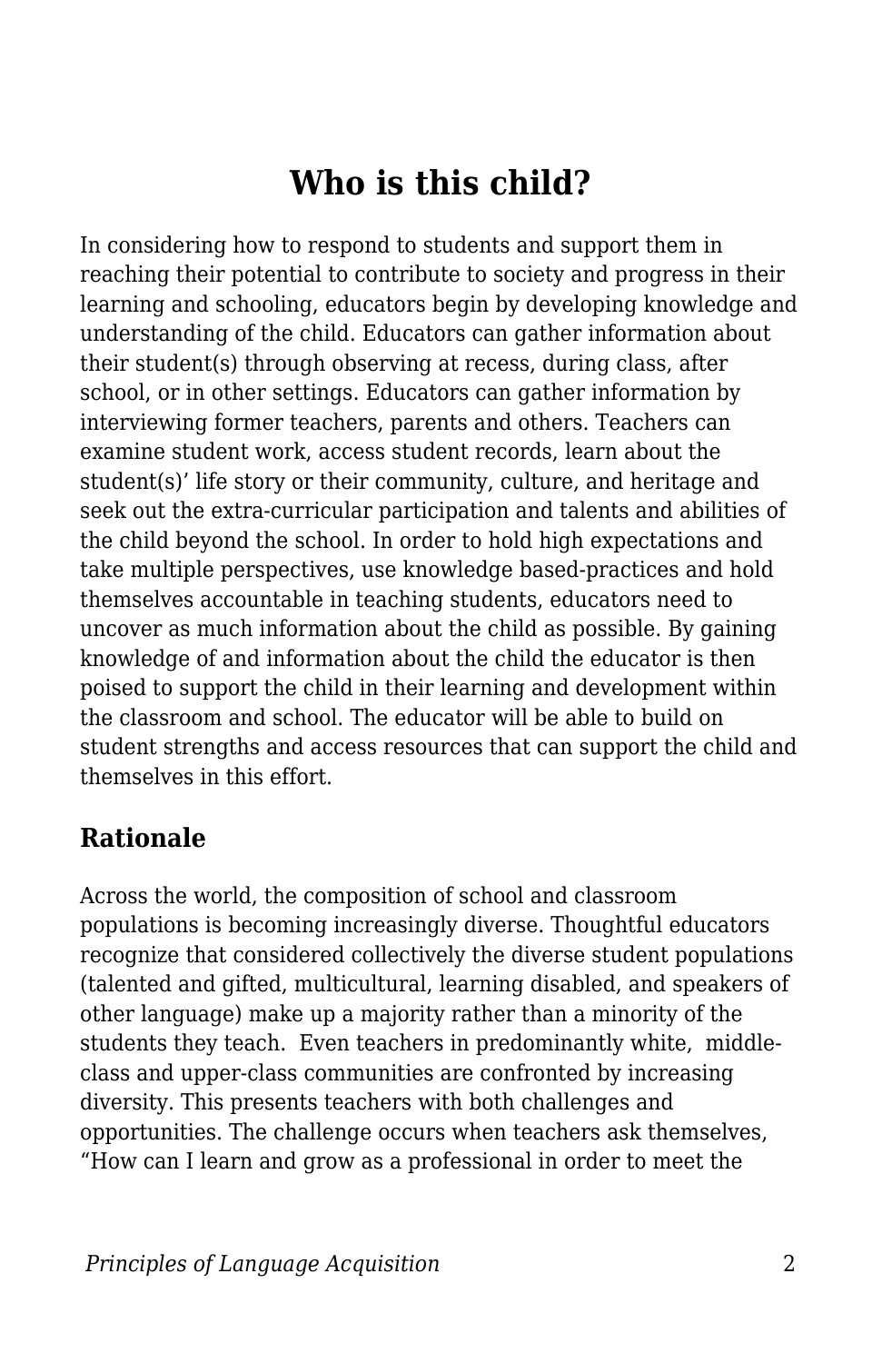# Who is this child?

In considering how to respond to students and support them in reaching their potential to contribute to society and progress in their learning and schooling, educators begin by developing knowledge and understanding of the child. Educators can gather information about their student(s) through observing at recess, during class, after school, or in other settings. Educators can gather information by interviewing former teachers, parents and others. Teachers can examine student work, access student records, learn about the student(s)' life story or their community, culture, and heritage and seek out the extra-curricular participation and talents and abilities of the child beyond the school. In order to hold high expectations and take multiple perspectives, use knowledge based-practices and hold themselves accountable in teaching students, educators need to uncover as much information about the child as possible. By gaining knowledge of and information about the child the educator is then poised to support the child in their learning and development within the classroom and school. The educator will be able to build on student strengths and access resources that can support the child and themselves in this effort.

## Rationale

Across the world, the composition of school and classroom populations is becoming increasingly diverse. Thoughtful educators recognize that considered collectively the diverse student populations (talented and gifted, multicultural, learning disabled, and speakers of other language) make up a majority rather than a minority of the students they teach. Even teachers in predominantly white, middle-class and upper-class communities are confronted by increasing diversity. This presents teachers with both challenges and opportunities. The challenge occurs when teachers ask themselves, "How can I learn and grow as a professional in order to meet the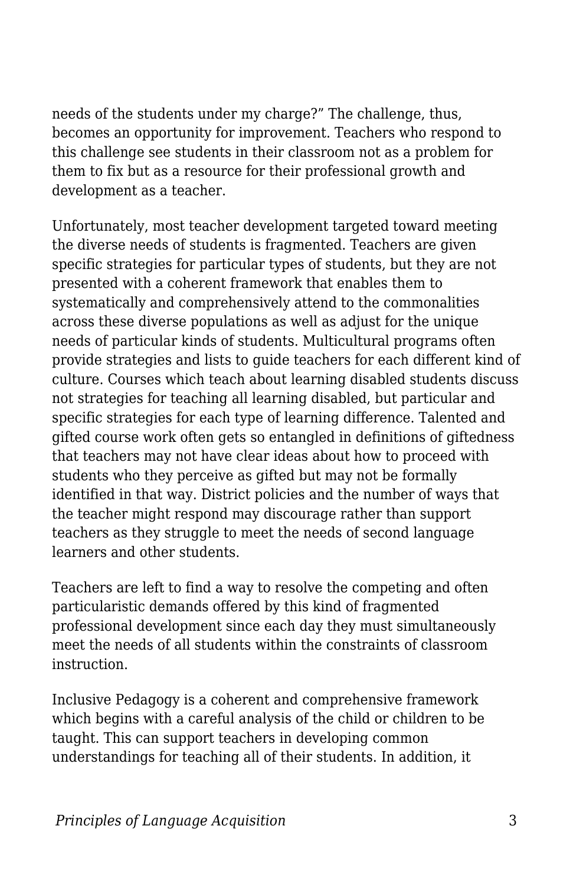needs of the students under my charge?" The challenge, thus, becomes an opportunity for improvement. Teachers who respond to this challenge see students in their classroom not as a problem for them to fix but as a resource for their professional growth and development as a teacher.

Unfortunately, most teacher development targeted toward meeting the diverse needs of students is fragmented. Teachers are given specific strategies for particular types of students, but they are not presented with a coherent framework that enables them to systematically and comprehensively attend to the commonalities across these diverse populations as well as adjust for the unique needs of particular kinds of students. Multicultural programs often provide strategies and lists to guide teachers for each different kind of culture. Courses which teach about learning disabled students discuss not strategies for teaching all learning disabled, but particular and specific strategies for each type of learning difference. Talented and gifted course work often gets so entangled in definitions of giftedness that teachers may not have clear ideas about how to proceed with students who they perceive as gifted but may not be formally identified in that way. District policies and the number of ways that the teacher might respond may discourage rather than support teachers as they struggle to meet the needs of second language learners and other students.

Teachers are left to find a way to resolve the competing and often particularistic demands offered by this kind of fragmented professional development since each day they must simultaneously meet the needs of all students within the constraints of classroom instruction.

Inclusive Pedagogy is a coherent and comprehensive framework which begins with a careful analysis of the child or children to be taught. This can support teachers in developing common understandings for teaching all of their students. In addition, it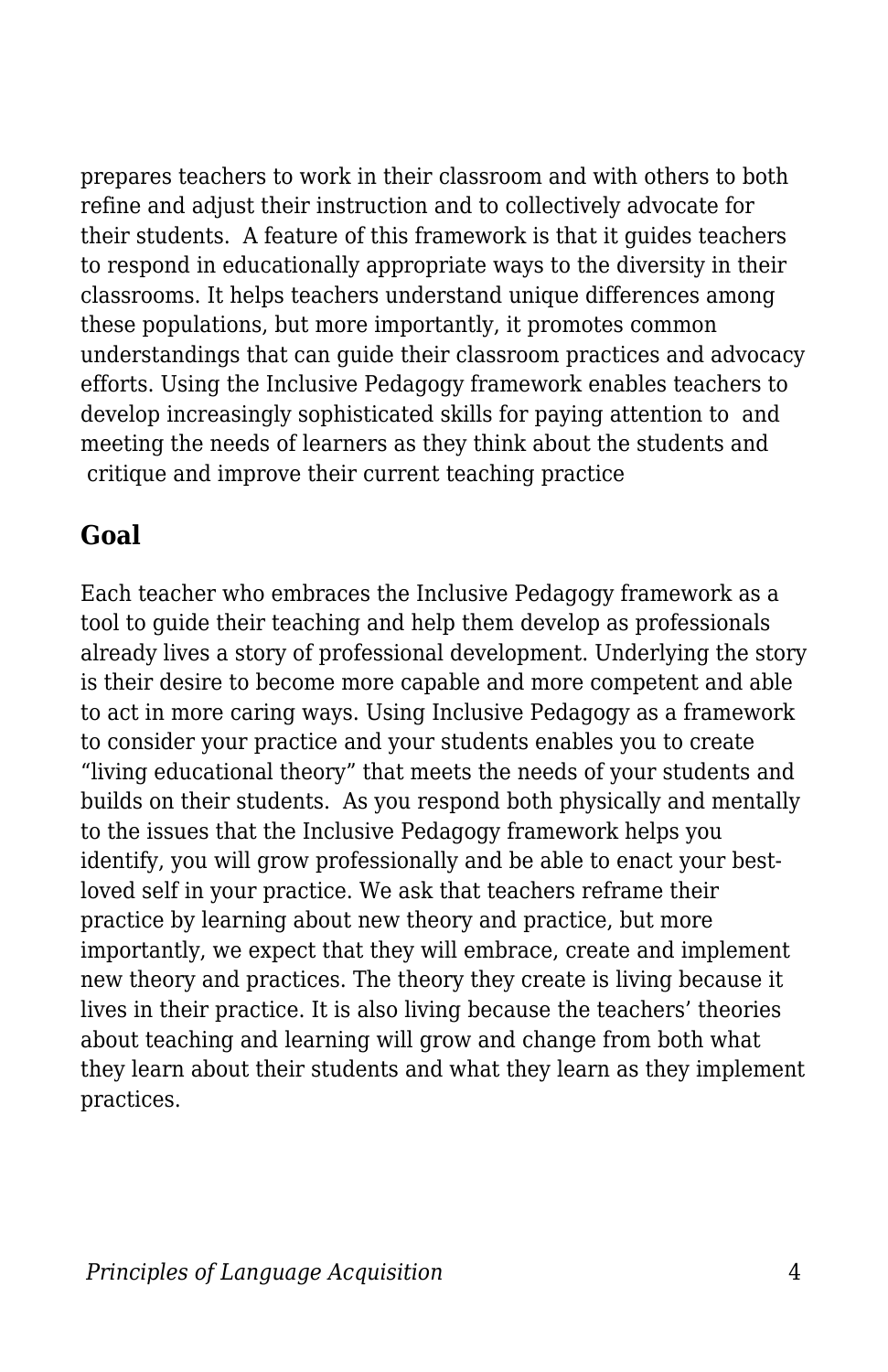prepares teachers to work in their classroom and with others to both refine and adjust their instruction and to collectively advocate for their students. A feature of this framework is that it guides teachers to respond in educationally appropriate ways to the diversity in their classrooms. It helps teachers understand unique differences among these populations, but more importantly, it promotes common understandings that can guide their classroom practices and advocacy efforts. Using the Inclusive Pedagogy framework enables teachers to develop increasingly sophisticated skills for paying attention to and meeting the needs of learners as they think about the students and critique and improve their current teaching practice

## Goal

Each teacher who embraces the Inclusive Pedagogy framework as a tool to guide their teaching and help them develop as professionals already lives a story of professional development. Underlying the story is their desire to become more capable and more competent and able to act in more caring ways. Using Inclusive Pedagogy as a framework to consider your practice and your students enables you to create "living educational theory" that meets the needs of your students and builds on their students. As you respond both physically and mentally to the issues that the Inclusive Pedagogy framework helps you identify, you will grow professionally and be able to enact your best-loved self in your practice. We ask that teachers reframe their practice by learning about new theory and practice, but more importantly, we expect that they will embrace, create and implement new theory and practices. The theory they create is living because it lives in their practice. It is also living because the teachers' theories about teaching and learning will grow and change from both what they learn about their students and what they learn as they implement practices.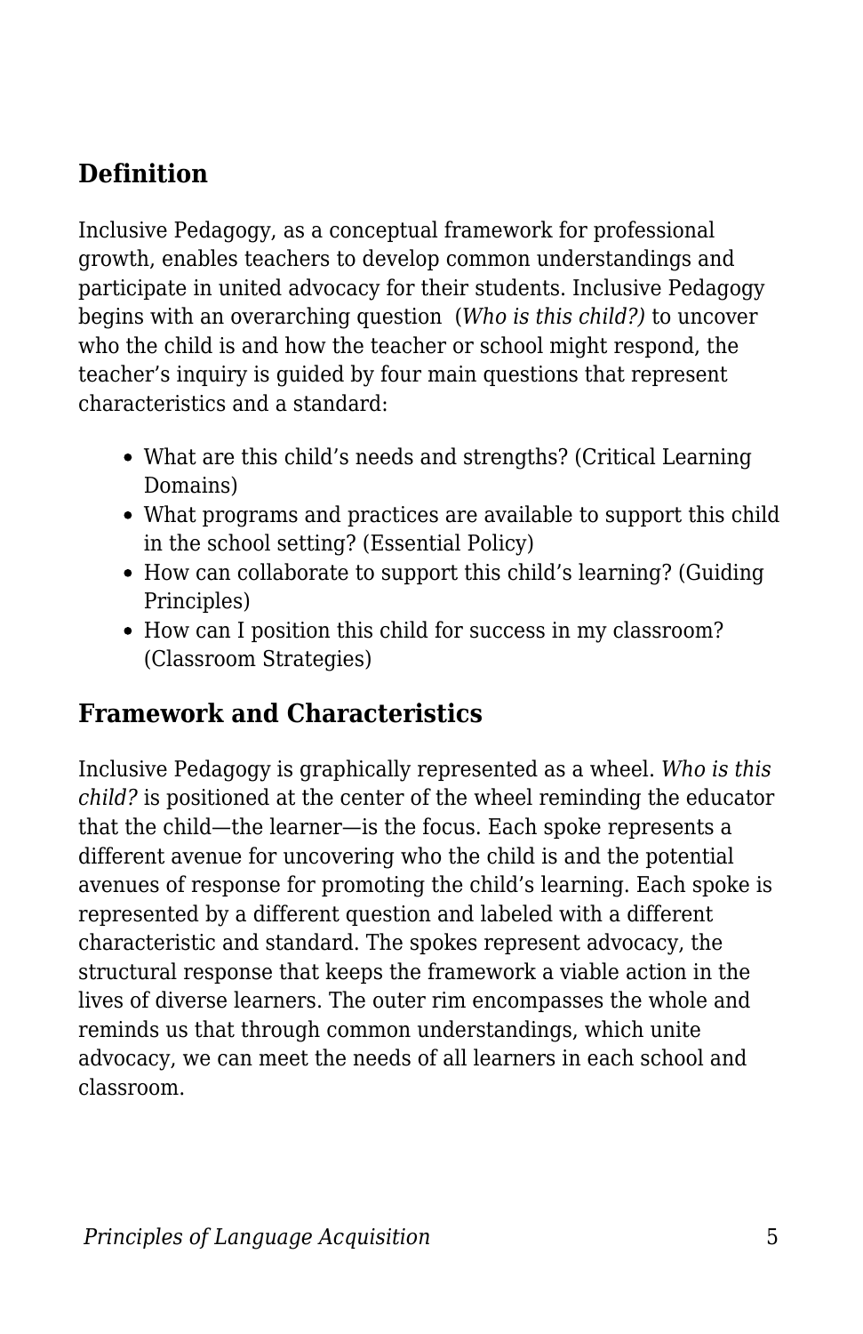## Definition

Inclusive Pedagogy, as a conceptual framework for professional growth, enables teachers to develop common understandings and participate in united advocacy for their students. Inclusive Pedagogy begins with an overarching question (*Who is this child?)* to uncover who the child is and how the teacher or school might respond, the teacher's inquiry is guided by four main questions that represent characteristics and a standard:

- What are this child's needs and strengths? (Critical Learning Domains)
- What programs and practices are available to support this child in the school setting? (Essential Policy)
- How can collaborate to support this child's learning? (Guiding Principles)
- How can I position this child for success in my classroom? (Classroom Strategies)

## Framework and Characteristics

Inclusive Pedagogy is graphically represented as a wheel. *Who is this child?* is positioned at the center of the wheel reminding the educator that the child—the learner—is the focus. Each spoke represents a different avenue for uncovering who the child is and the potential avenues of response for promoting the child's learning. Each spoke is represented by a different question and labeled with a different characteristic and standard. The spokes represent advocacy, the structural response that keeps the framework a viable action in the lives of diverse learners. The outer rim encompasses the whole and reminds us that through common understandings, which unite advocacy, we can meet the needs of all learners in each school and classroom.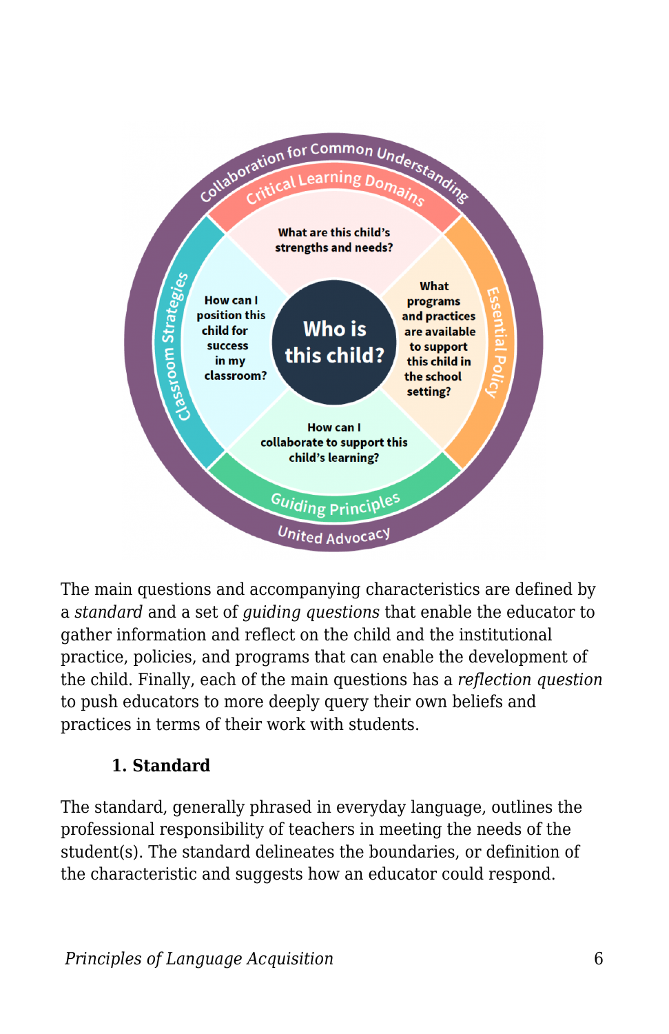The main questions and accompanying characteristics are defined by a *standard* and a set of *guiding questions* that enable the educator to gather information and reflect on the child and the institutional practice, policies, and programs that can enable the development of the child. Finally, each of the main questions has a *reflection question* to push educators to more deeply query their own beliefs and practices in terms of their work with students.

1. **Standard**

The standard, generally phrased in everyday language, outlines the professional responsibility of teachers in meeting the needs of the student(s). The standard delineates the boundaries, or definition of the characteristic and suggests how an educator could respond.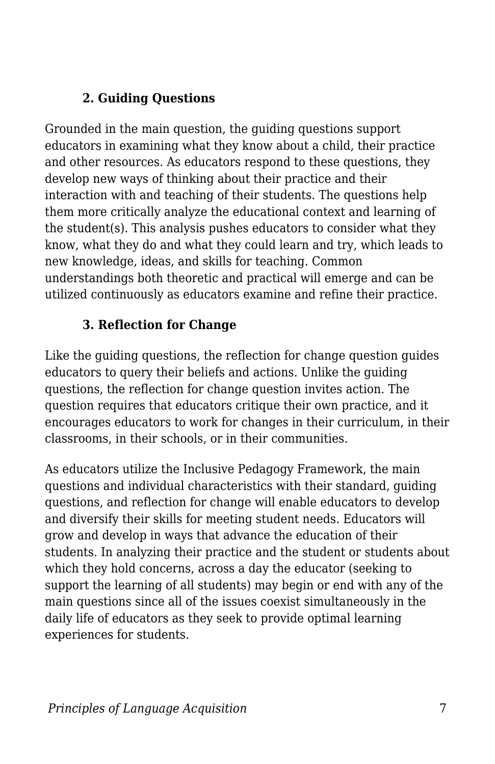### 2. Guiding Questions

Grounded in the main question, the guiding questions support educators in examining what they know about a child, their practice and other resources. As educators respond to these questions, they develop new ways of thinking about their practice and their interaction with and teaching of their students. The questions help them more critically analyze the educational context and learning of the student(s). This analysis pushes educators to consider what they know, what they do and what they could learn and try, which leads to new knowledge, ideas, and skills for teaching. Common understandings both theoretic and practical will emerge and can be utilized continuously as educators examine and refine their practice.

### 3. Reflection for Change

Like the guiding questions, the reflection for change question guides educators to query their beliefs and actions. Unlike the guiding questions, the reflection for change question invites action. The question requires that educators critique their own practice, and it encourages educators to work for changes in their curriculum, in their classrooms, in their schools, or in their communities.

As educators utilize the Inclusive Pedagogy Framework, the main questions and individual characteristics with their standard, guiding questions, and reflection for change will enable educators to develop and diversify their skills for meeting student needs. Educators will grow and develop in ways that advance the education of their students. In analyzing their practice and the student or students about which they hold concerns, across a day the educator (seeking to support the learning of all students) may begin or end with any of the main questions since all of the issues coexist simultaneously in the daily life of educators as they seek to provide optimal learning experiences for students.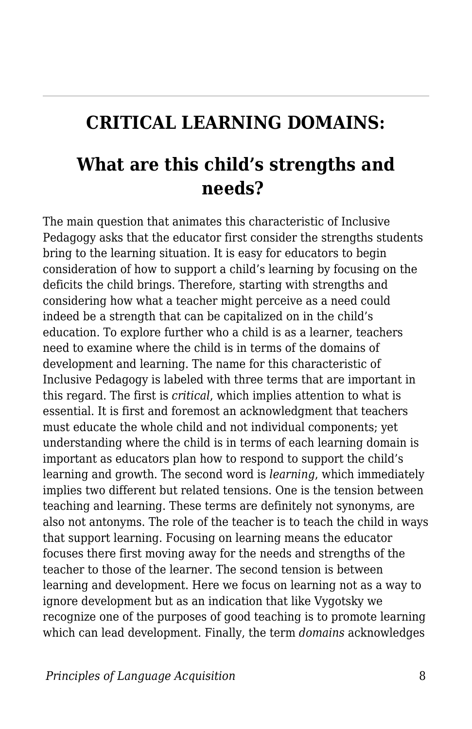## CRITICAL LEARNING DOMAINS:

### What are this child's strengths and needs?

The main question that animates this characteristic of Inclusive Pedagogy asks that the educator first consider the strengths students bring to the learning situation. It is easy for educators to begin consideration of how to support a child's learning by focusing on the deficits the child brings. Therefore, starting with strengths and considering how what a teacher might perceive as a need could indeed be a strength that can be capitalized on in the child's education. To explore further who a child is as a learner, teachers need to examine where the child is in terms of the domains of development and learning. The name for this characteristic of Inclusive Pedagogy is labeled with three terms that are important in this regard. The first is *critical*, which implies attention to what is essential. It is first and foremost an acknowledgment that teachers must educate the whole child and not individual components; yet understanding where the child is in terms of each learning domain is important as educators plan how to respond to support the child's learning and growth. The second word is *learning*, which immediately implies two different but related tensions. One is the tension between teaching and learning. These terms are definitely not synonyms, are also not antonyms. The role of the teacher is to teach the child in ways that support learning. Focusing on learning means the educator focuses there first moving away for the needs and strengths of the teacher to those of the learner. The second tension is between learning and development. Here we focus on learning not as a way to ignore development but as an indication that like Vygotsky we recognize one of the purposes of good teaching is to promote learning which can lead development. Finally, the term *domains* acknowledges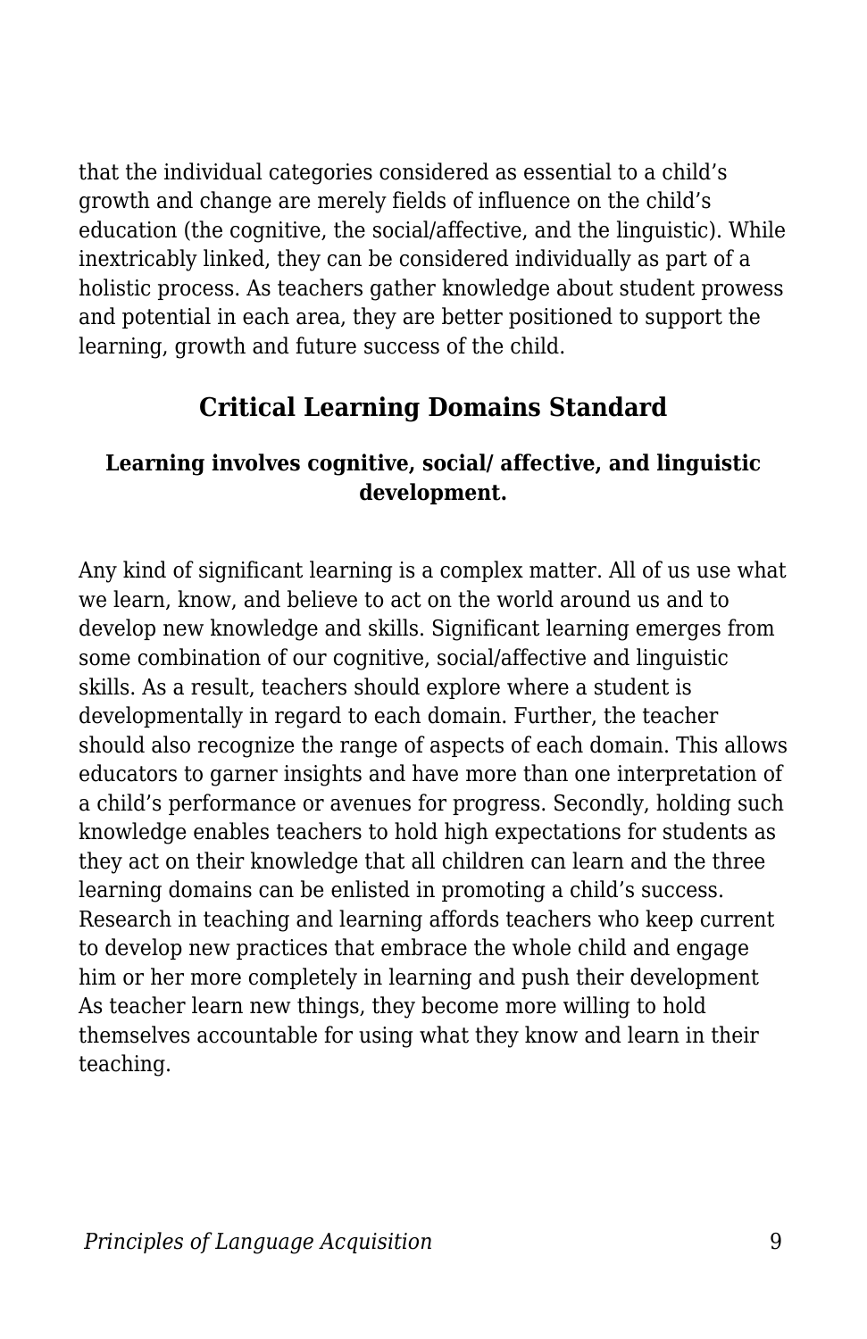that the individual categories considered as essential to a child's growth and change are merely fields of influence on the child's education (the cognitive, the social/affective, and the linguistic). While inextricably linked, they can be considered individually as part of a holistic process. As teachers gather knowledge about student prowess and potential in each area, they are better positioned to support the learning, growth and future success of the child.

## Critical Learning Domains Standard

**Learning involves cognitive, social/ affective, and linguistic development.**

Any kind of significant learning is a complex matter. All of us use what we learn, know, and believe to act on the world around us and to develop new knowledge and skills. Significant learning emerges from some combination of our cognitive, social/affective and linguistic skills. As a result, teachers should explore where a student is developmentally in regard to each domain. Further, the teacher should also recognize the range of aspects of each domain. This allows educators to garner insights and have more than one interpretation of a child's performance or avenues for progress. Secondly, holding such knowledge enables teachers to hold high expectations for students as they act on their knowledge that all children can learn and the three learning domains can be enlisted in promoting a child's success. Research in teaching and learning affords teachers who keep current to develop new practices that embrace the whole child and engage him or her more completely in learning and push their development As teacher learn new things, they become more willing to hold themselves accountable for using what they know and learn in their teaching.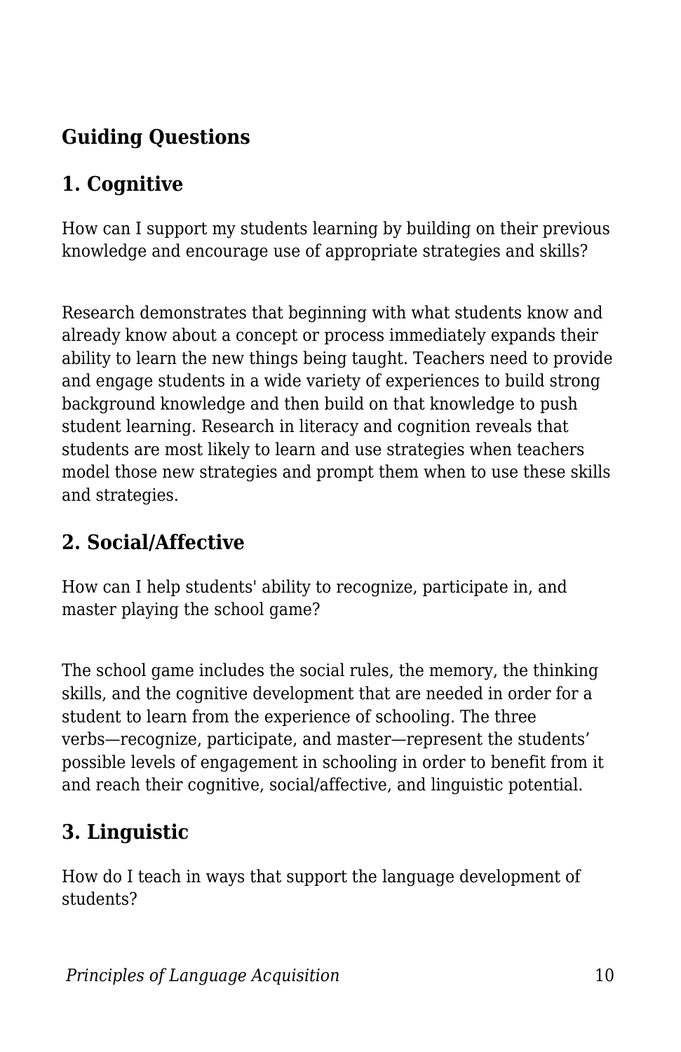## Guiding Questions

### 1. Cognitive

How can I support my students learning by building on their previous knowledge and encourage use of appropriate strategies and skills?

Research demonstrates that beginning with what students know and already know about a concept or process immediately expands their ability to learn the new things being taught. Teachers need to provide and engage students in a wide variety of experiences to build strong background knowledge and then build on that knowledge to push student learning. Research in literacy and cognition reveals that students are most likely to learn and use strategies when teachers model those new strategies and prompt them when to use these skills and strategies.

### 2. Social/Affective

How can I help students' ability to recognize, participate in, and master playing the school game?

The school game includes the social rules, the memory, the thinking skills, and the cognitive development that are needed in order for a student to learn from the experience of schooling. The three verbs—recognize, participate, and master—represent the students' possible levels of engagement in schooling in order to benefit from it and reach their cognitive, social/affective, and linguistic potential.

### 3. Linguistic

How do I teach in ways that support the language development of students?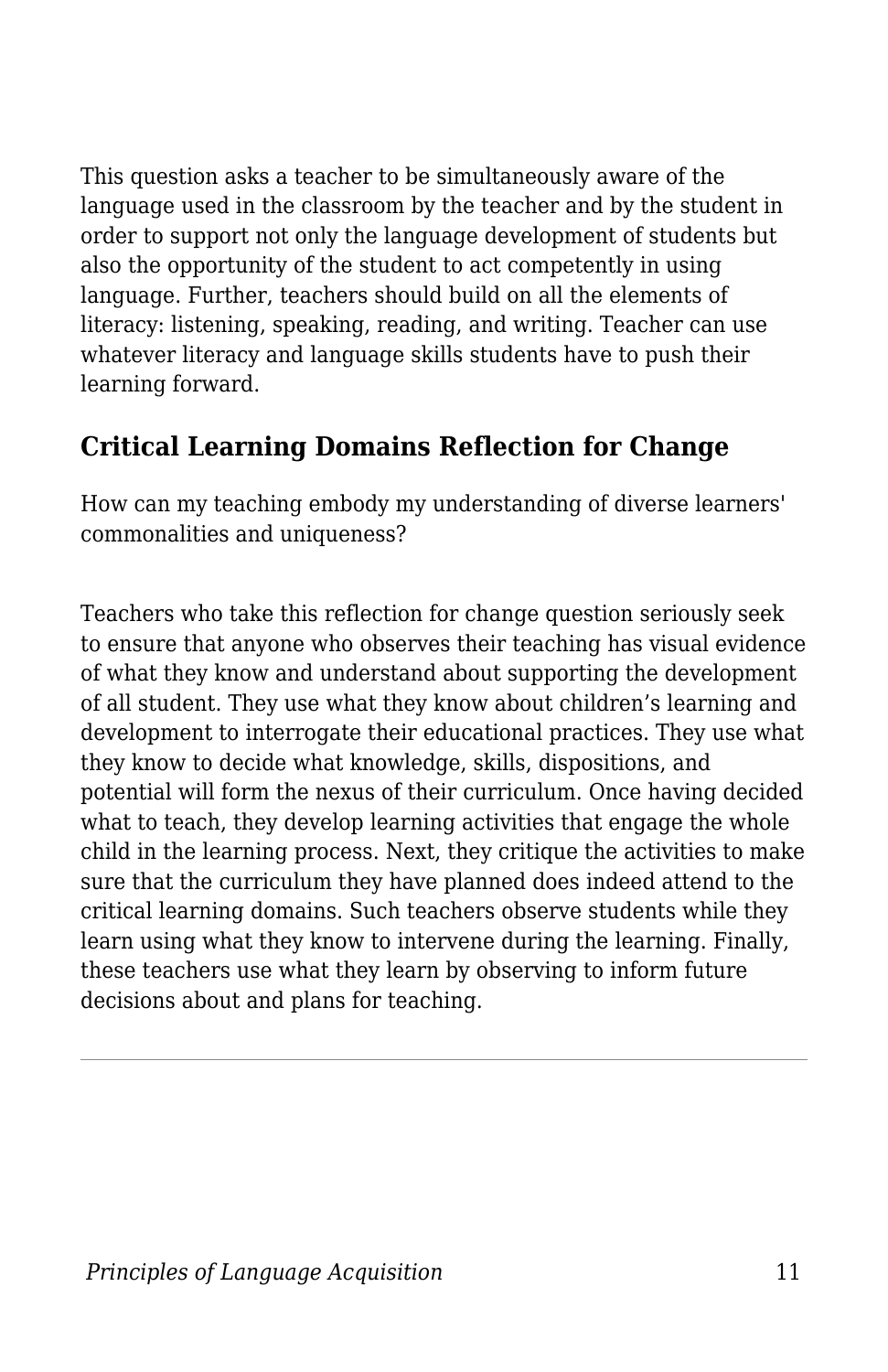This question asks a teacher to be simultaneously aware of the language used in the classroom by the teacher and by the student in order to support not only the language development of students but also the opportunity of the student to act competently in using language. Further, teachers should build on all the elements of literacy: listening, speaking, reading, and writing. Teacher can use whatever literacy and language skills students have to push their learning forward.

## Critical Learning Domains Reflection for Change

How can my teaching embody my understanding of diverse learners' commonalities and uniqueness?

Teachers who take this reflection for change question seriously seek to ensure that anyone who observes their teaching has visual evidence of what they know and understand about supporting the development of all student. They use what they know about children's learning and development to interrogate their educational practices. They use what they know to decide what knowledge, skills, dispositions, and potential will form the nexus of their curriculum. Once having decided what to teach, they develop learning activities that engage the whole child in the learning process. Next, they critique the activities to make sure that the curriculum they have planned does indeed attend to the critical learning domains. Such teachers observe students while they learn using what they know to intervene during the learning. Finally, these teachers use what they learn by observing to inform future decisions about and plans for teaching.

---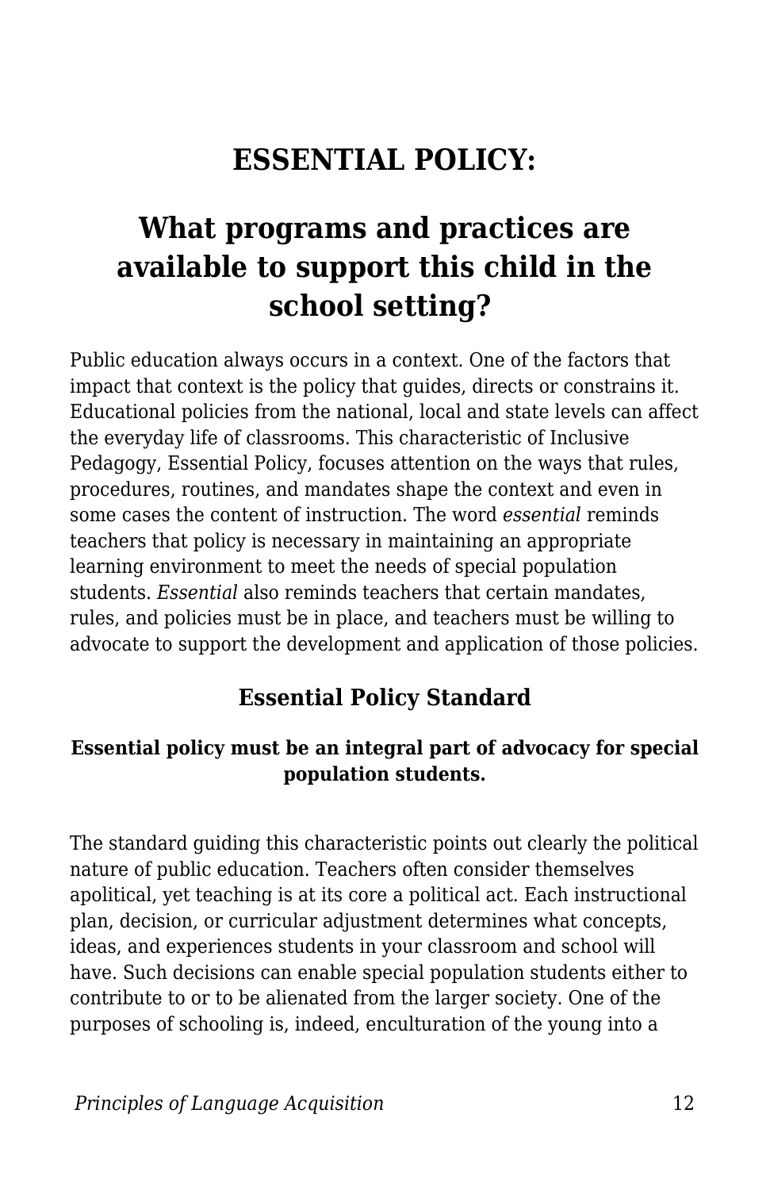# ESSENTIAL POLICY:

## What programs and practices are available to support this child in the school setting?

Public education always occurs in a context. One of the factors that impact that context is the policy that guides, directs or constrains it. Educational policies from the national, local and state levels can affect the everyday life of classrooms. This characteristic of Inclusive Pedagogy, Essential Policy, focuses attention on the ways that rules, procedures, routines, and mandates shape the context and even in some cases the content of instruction. The word *essential* reminds teachers that policy is necessary in maintaining an appropriate learning environment to meet the needs of special population students. *Essential* also reminds teachers that certain mandates, rules, and policies must be in place, and teachers must be willing to advocate to support the development and application of those policies.

### Essential Policy Standard

**Essential policy must be an integral part of advocacy for special population students.**

The standard guiding this characteristic points out clearly the political nature of public education. Teachers often consider themselves apolitical, yet teaching is at its core a political act. Each instructional plan, decision, or curricular adjustment determines what concepts, ideas, and experiences students in your classroom and school will have. Such decisions can enable special population students either to contribute to or to be alienated from the larger society. One of the purposes of schooling is, indeed, enculturation of the young into a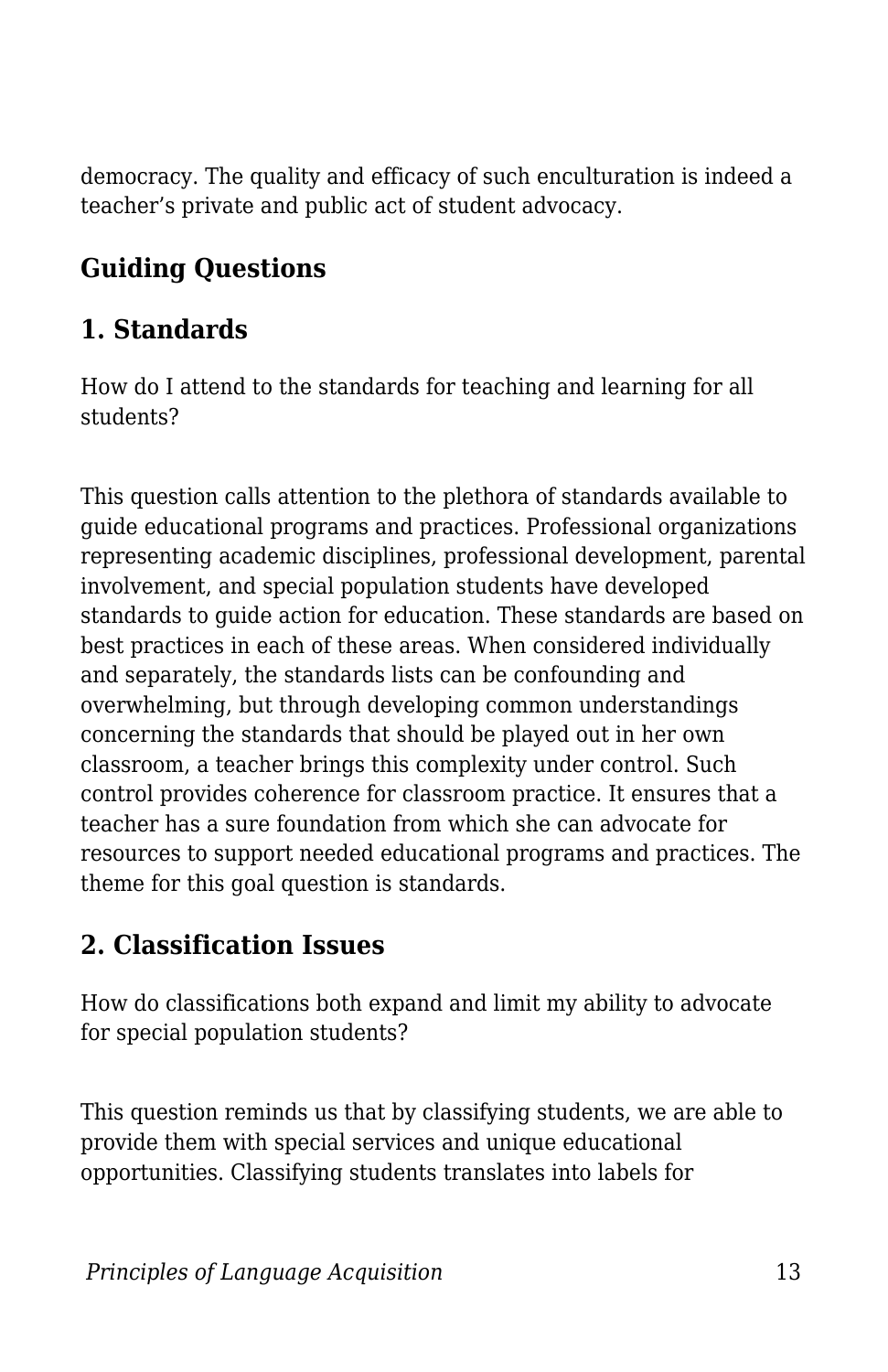democracy. The quality and efficacy of such enculturation is indeed a teacher's private and public act of student advocacy.

## Guiding Questions

### 1. Standards

How do I attend to the standards for teaching and learning for all students?

This question calls attention to the plethora of standards available to guide educational programs and practices. Professional organizations representing academic disciplines, professional development, parental involvement, and special population students have developed standards to guide action for education. These standards are based on best practices in each of these areas. When considered individually and separately, the standards lists can be confounding and overwhelming, but through developing common understandings concerning the standards that should be played out in her own classroom, a teacher brings this complexity under control. Such control provides coherence for classroom practice. It ensures that a teacher has a sure foundation from which she can advocate for resources to support needed educational programs and practices. The theme for this goal question is standards.

### 2. Classification Issues

How do classifications both expand and limit my ability to advocate for special population students?

This question reminds us that by classifying students, we are able to provide them with special services and unique educational opportunities. Classifying students translates into labels for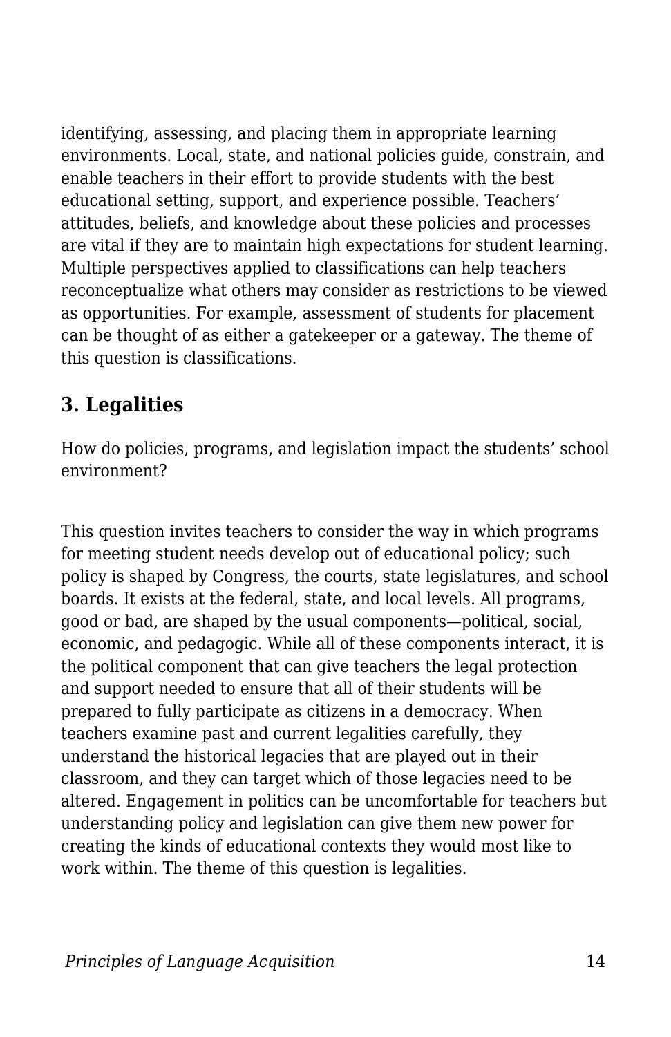identifying, assessing, and placing them in appropriate learning environments. Local, state, and national policies guide, constrain, and enable teachers in their effort to provide students with the best educational setting, support, and experience possible. Teachers' attitudes, beliefs, and knowledge about these policies and processes are vital if they are to maintain high expectations for student learning. Multiple perspectives applied to classifications can help teachers reconceptualize what others may consider as restrictions to be viewed as opportunities. For example, assessment of students for placement can be thought of as either a gatekeeper or a gateway. The theme of this question is classifications.

## 3. Legalities

How do policies, programs, and legislation impact the students' school environment?

This question invites teachers to consider the way in which programs for meeting student needs develop out of educational policy; such policy is shaped by Congress, the courts, state legislatures, and school boards. It exists at the federal, state, and local levels. All programs, good or bad, are shaped by the usual components—political, social, economic, and pedagogic. While all of these components interact, it is the political component that can give teachers the legal protection and support needed to ensure that all of their students will be prepared to fully participate as citizens in a democracy. When teachers examine past and current legalities carefully, they understand the historical legacies that are played out in their classroom, and they can target which of those legacies need to be altered. Engagement in politics can be uncomfortable for teachers but understanding policy and legislation can give them new power for creating the kinds of educational contexts they would most like to work within. The theme of this question is legalities.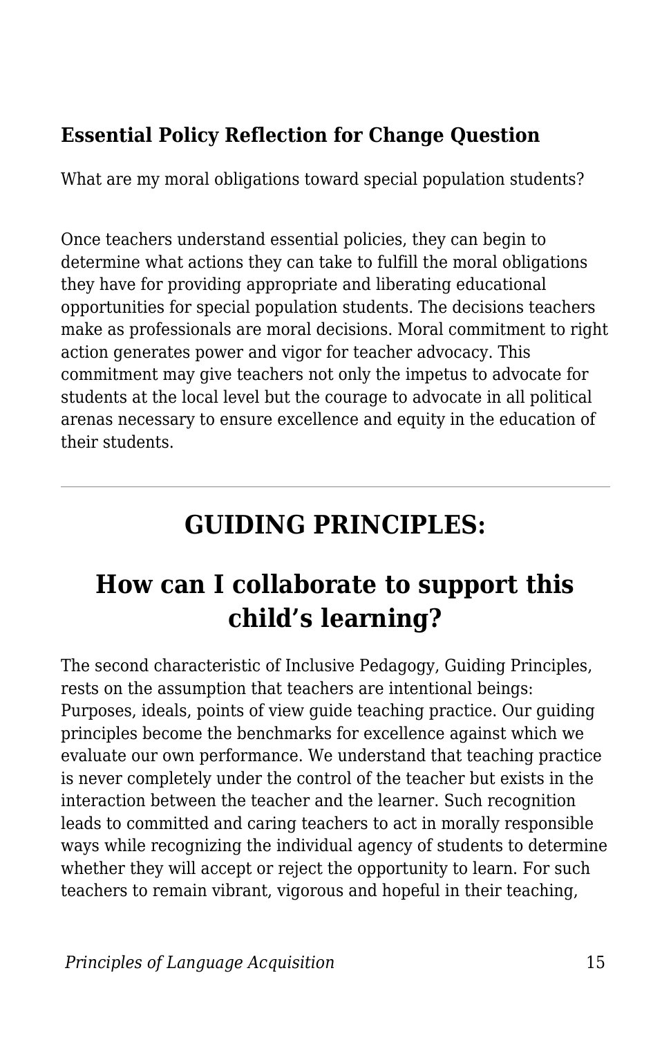### Essential Policy Reflection for Change Question

What are my moral obligations toward special population students?

Once teachers understand essential policies, they can begin to determine what actions they can take to fulfill the moral obligations they have for providing appropriate and liberating educational opportunities for special population students. The decisions teachers make as professionals are moral decisions. Moral commitment to right action generates power and vigor for teacher advocacy. This commitment may give teachers not only the impetus to advocate for students at the local level but the courage to advocate in all political arenas necessary to ensure excellence and equity in the education of their students.

---

## GUIDING PRINCIPLES:

## How can I collaborate to support this child's learning?

The second characteristic of Inclusive Pedagogy, Guiding Principles, rests on the assumption that teachers are intentional beings: Purposes, ideals, points of view guide teaching practice. Our guiding principles become the benchmarks for excellence against which we evaluate our own performance. We understand that teaching practice is never completely under the control of the teacher but exists in the interaction between the teacher and the learner. Such recognition leads to committed and caring teachers to act in morally responsible ways while recognizing the individual agency of students to determine whether they will accept or reject the opportunity to learn. For such teachers to remain vibrant, vigorous and hopeful in their teaching,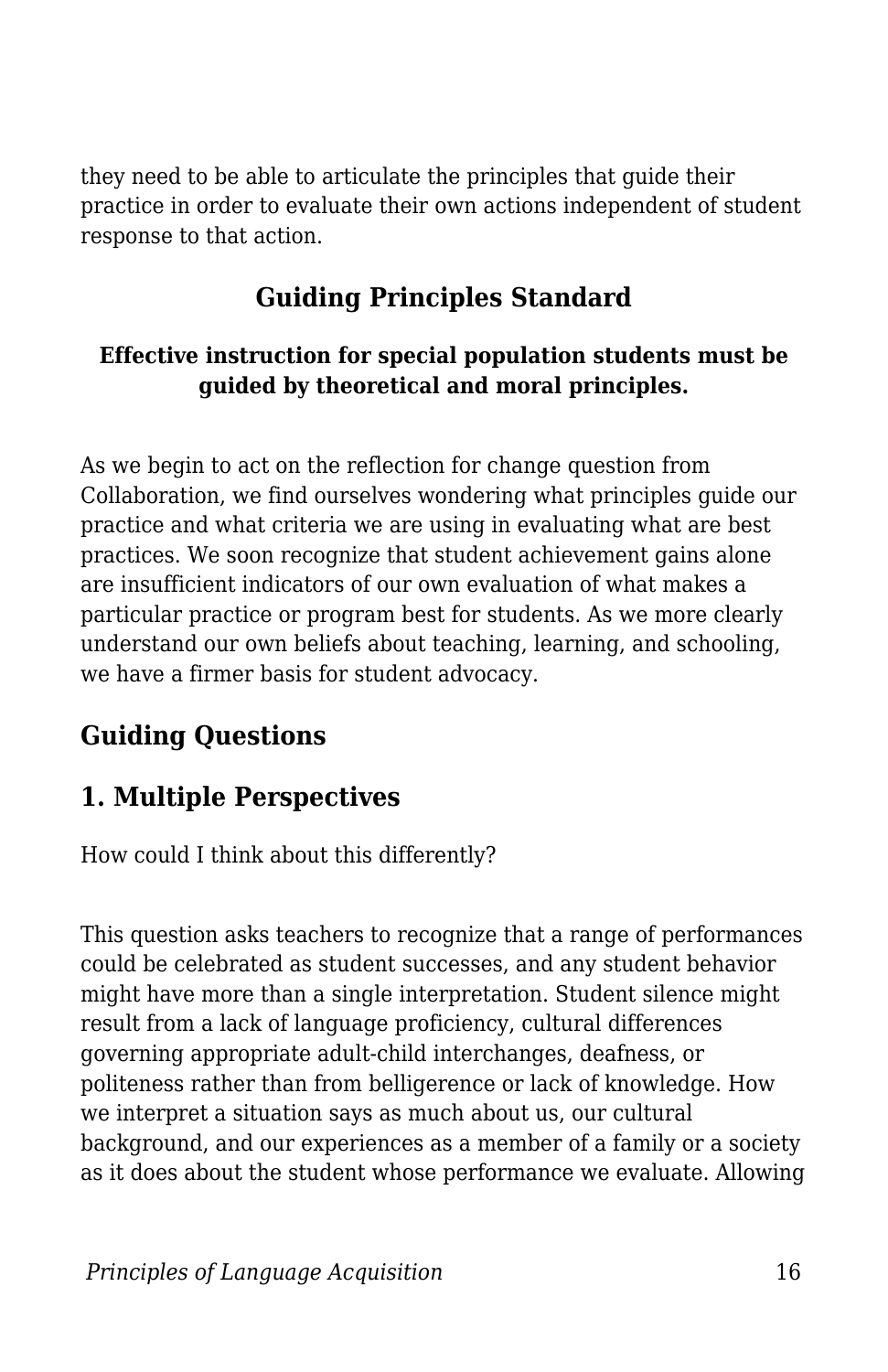they need to be able to articulate the principles that guide their practice in order to evaluate their own actions independent of student response to that action.

## Guiding Principles Standard

**Effective instruction for special population students must be guided by theoretical and moral principles.**

As we begin to act on the reflection for change question from Collaboration, we find ourselves wondering what principles guide our practice and what criteria we are using in evaluating what are best practices. We soon recognize that student achievement gains alone are insufficient indicators of our own evaluation of what makes a particular practice or program best for students. As we more clearly understand our own beliefs about teaching, learning, and schooling, we have a firmer basis for student advocacy.

### Guiding Questions

### 1. Multiple Perspectives

How could I think about this differently?

This question asks teachers to recognize that a range of performances could be celebrated as student successes, and any student behavior might have more than a single interpretation. Student silence might result from a lack of language proficiency, cultural differences governing appropriate adult-child interchanges, deafness, or politeness rather than from belligerence or lack of knowledge. How we interpret a situation says as much about us, our cultural background, and our experiences as a member of a family or a society as it does about the student whose performance we evaluate. Allowing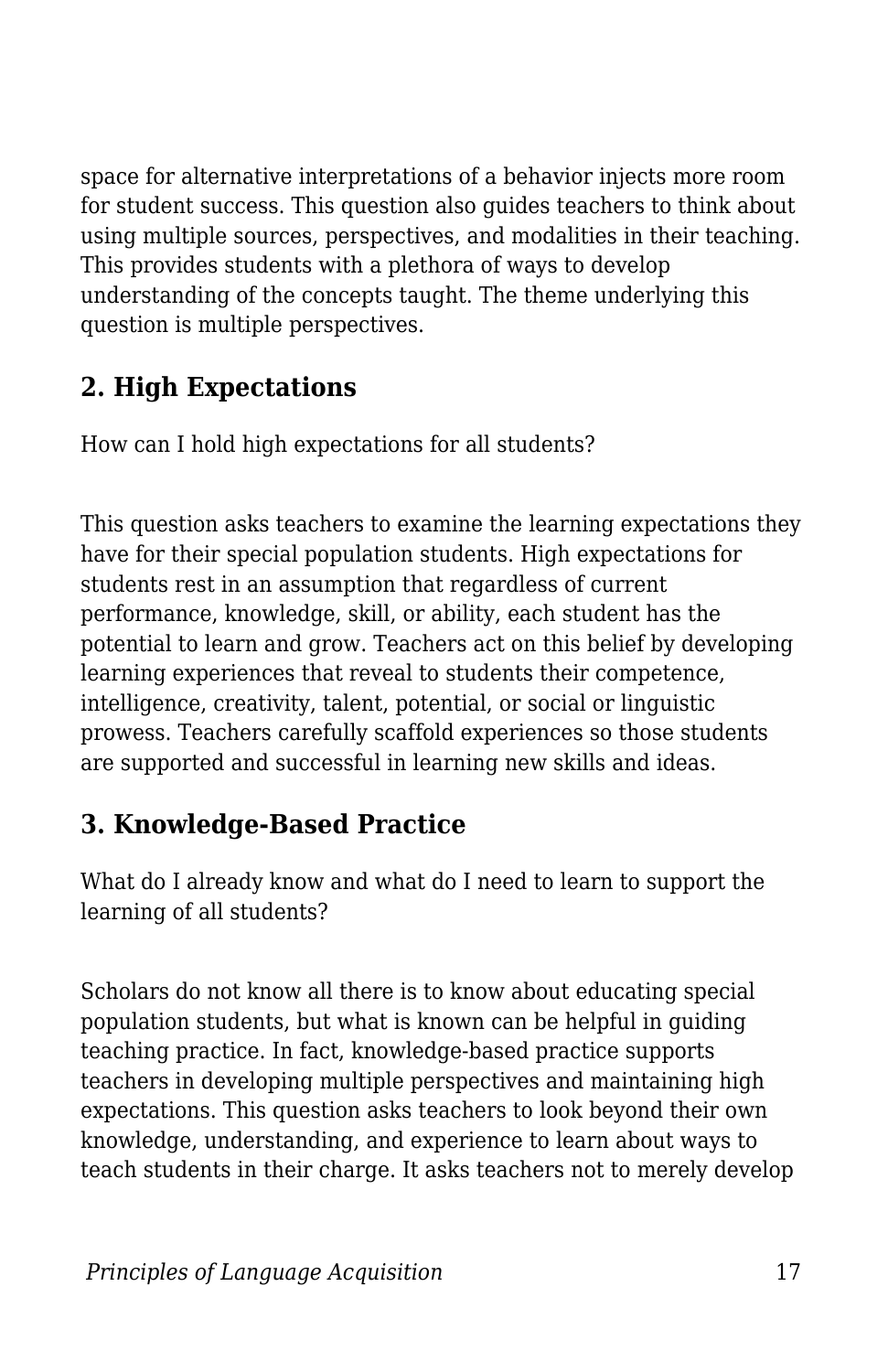space for alternative interpretations of a behavior injects more room for student success. This question also guides teachers to think about using multiple sources, perspectives, and modalities in their teaching. This provides students with a plethora of ways to develop understanding of the concepts taught. The theme underlying this question is multiple perspectives.

## 2. High Expectations

How can I hold high expectations for all students?

This question asks teachers to examine the learning expectations they have for their special population students. High expectations for students rest in an assumption that regardless of current performance, knowledge, skill, or ability, each student has the potential to learn and grow. Teachers act on this belief by developing learning experiences that reveal to students their competence, intelligence, creativity, talent, potential, or social or linguistic prowess. Teachers carefully scaffold experiences so those students are supported and successful in learning new skills and ideas.

## 3. Knowledge-Based Practice

What do I already know and what do I need to learn to support the learning of all students?

Scholars do not know all there is to know about educating special population students, but what is known can be helpful in guiding teaching practice. In fact, knowledge-based practice supports teachers in developing multiple perspectives and maintaining high expectations. This question asks teachers to look beyond their own knowledge, understanding, and experience to learn about ways to teach students in their charge. It asks teachers not to merely develop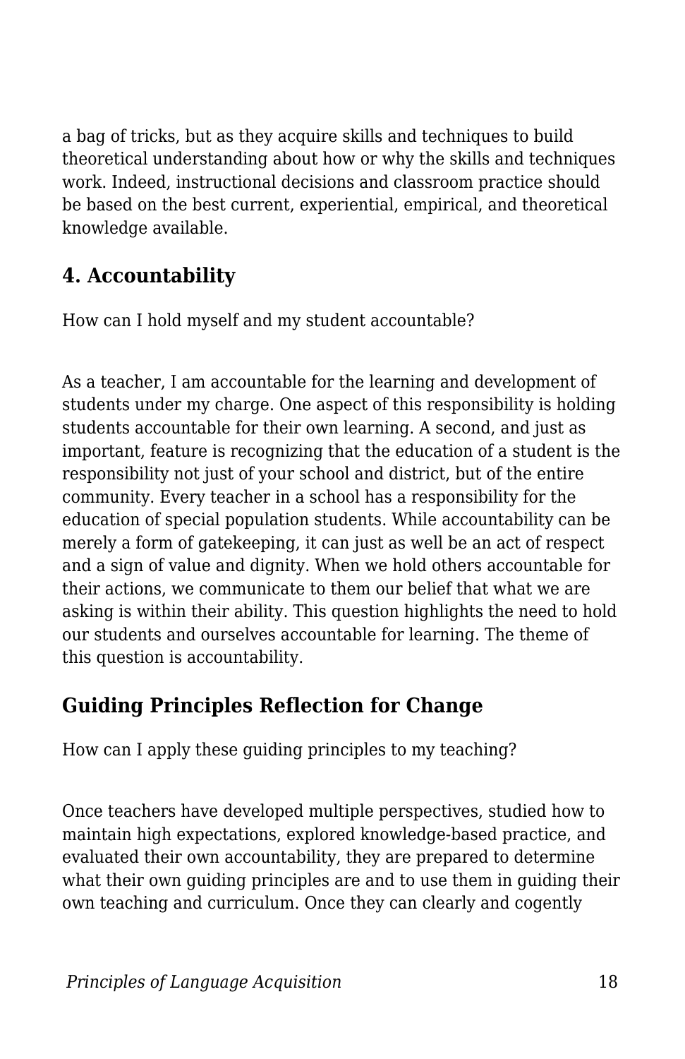a bag of tricks, but as they acquire skills and techniques to build theoretical understanding about how or why the skills and techniques work. Indeed, instructional decisions and classroom practice should be based on the best current, experiential, empirical, and theoretical knowledge available.

## 4. Accountability

How can I hold myself and my student accountable?

As a teacher, I am accountable for the learning and development of students under my charge. One aspect of this responsibility is holding students accountable for their own learning. A second, and just as important, feature is recognizing that the education of a student is the responsibility not just of your school and district, but of the entire community. Every teacher in a school has a responsibility for the education of special population students. While accountability can be merely a form of gatekeeping, it can just as well be an act of respect and a sign of value and dignity. When we hold others accountable for their actions, we communicate to them our belief that what we are asking is within their ability. This question highlights the need to hold our students and ourselves accountable for learning. The theme of this question is accountability.

## Guiding Principles Reflection for Change

How can I apply these guiding principles to my teaching?

Once teachers have developed multiple perspectives, studied how to maintain high expectations, explored knowledge-based practice, and evaluated their own accountability, they are prepared to determine what their own guiding principles are and to use them in guiding their own teaching and curriculum. Once they can clearly and cogently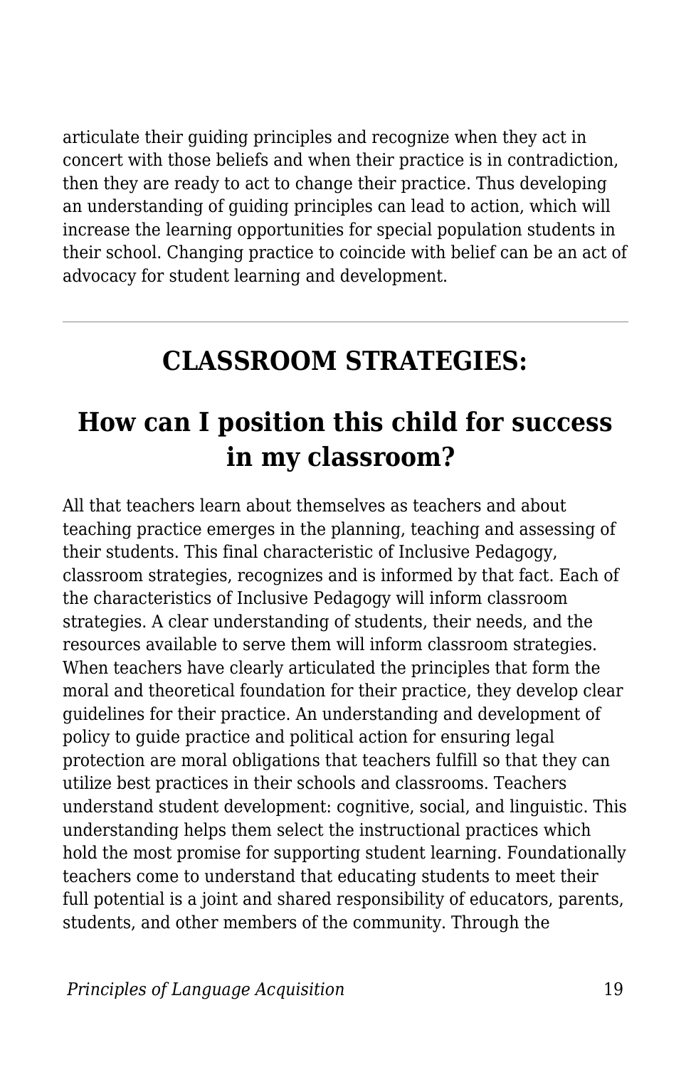articulate their guiding principles and recognize when they act in concert with those beliefs and when their practice is in contradiction, then they are ready to act to change their practice. Thus developing an understanding of guiding principles can lead to action, which will increase the learning opportunities for special population students in their school. Changing practice to coincide with belief can be an act of advocacy for student learning and development.

---

## CLASSROOM STRATEGIES:

## How can I position this child for success in my classroom?

All that teachers learn about themselves as teachers and about teaching practice emerges in the planning, teaching and assessing of their students. This final characteristic of Inclusive Pedagogy, classroom strategies, recognizes and is informed by that fact. Each of the characteristics of Inclusive Pedagogy will inform classroom strategies. A clear understanding of students, their needs, and the resources available to serve them will inform classroom strategies. When teachers have clearly articulated the principles that form the moral and theoretical foundation for their practice, they develop clear guidelines for their practice. An understanding and development of policy to guide practice and political action for ensuring legal protection are moral obligations that teachers fulfill so that they can utilize best practices in their schools and classrooms. Teachers understand student development: cognitive, social, and linguistic. This understanding helps them select the instructional practices which hold the most promise for supporting student learning. Foundationally teachers come to understand that educating students to meet their full potential is a joint and shared responsibility of educators, parents, students, and other members of the community. Through the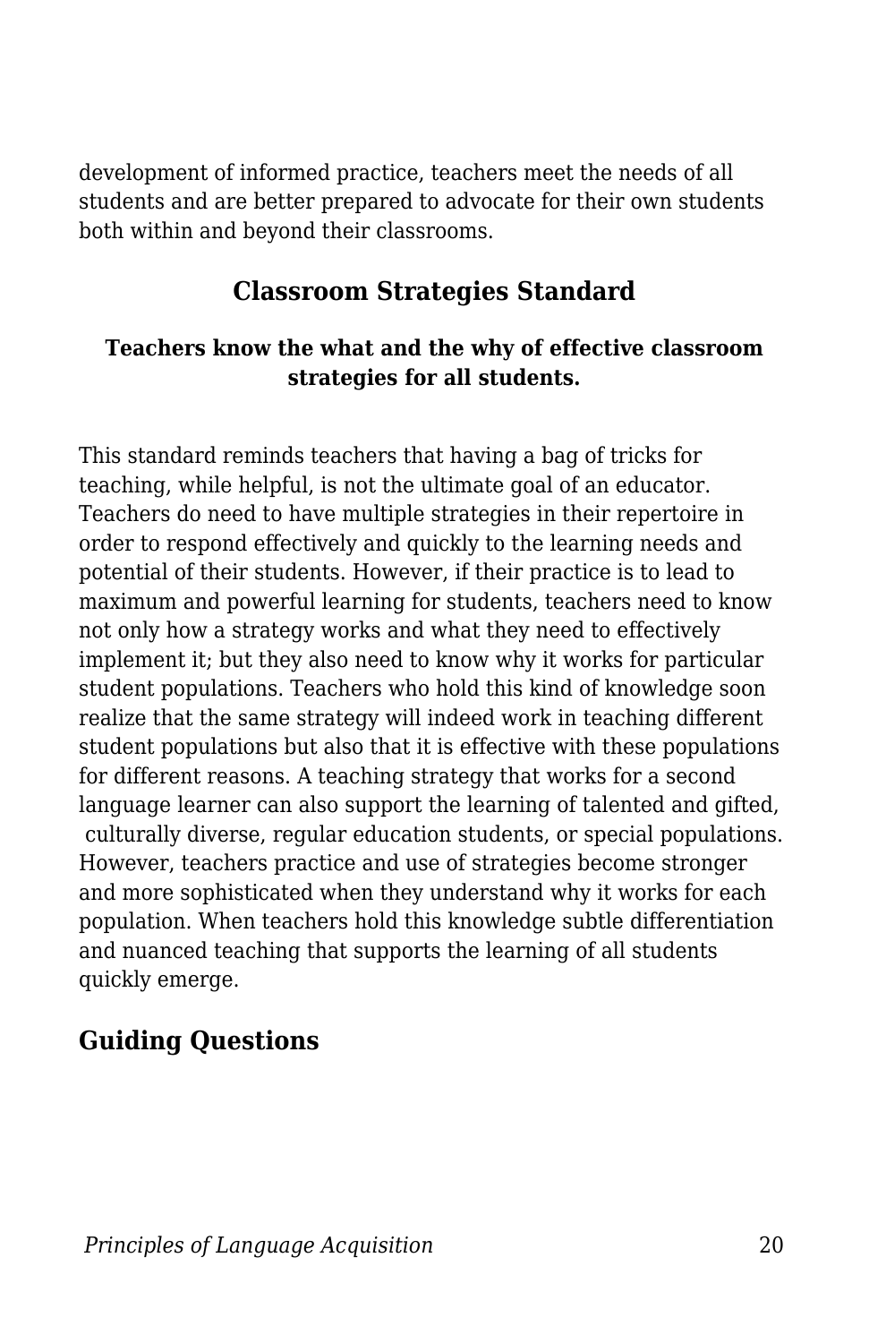development of informed practice, teachers meet the needs of all students and are better prepared to advocate for their own students both within and beyond their classrooms.

## Classroom Strategies Standard

**Teachers know the what and the why of effective classroom strategies for all students.**

This standard reminds teachers that having a bag of tricks for teaching, while helpful, is not the ultimate goal of an educator. Teachers do need to have multiple strategies in their repertoire in order to respond effectively and quickly to the learning needs and potential of their students. However, if their practice is to lead to maximum and powerful learning for students, teachers need to know not only how a strategy works and what they need to effectively implement it; but they also need to know why it works for particular student populations. Teachers who hold this kind of knowledge soon realize that the same strategy will indeed work in teaching different student populations but also that it is effective with these populations for different reasons. A teaching strategy that works for a second language learner can also support the learning of talented and gifted, culturally diverse, regular education students, or special populations. However, teachers practice and use of strategies become stronger and more sophisticated when they understand why it works for each population. When teachers hold this knowledge subtle differentiation and nuanced teaching that supports the learning of all students quickly emerge.

### Guiding Questions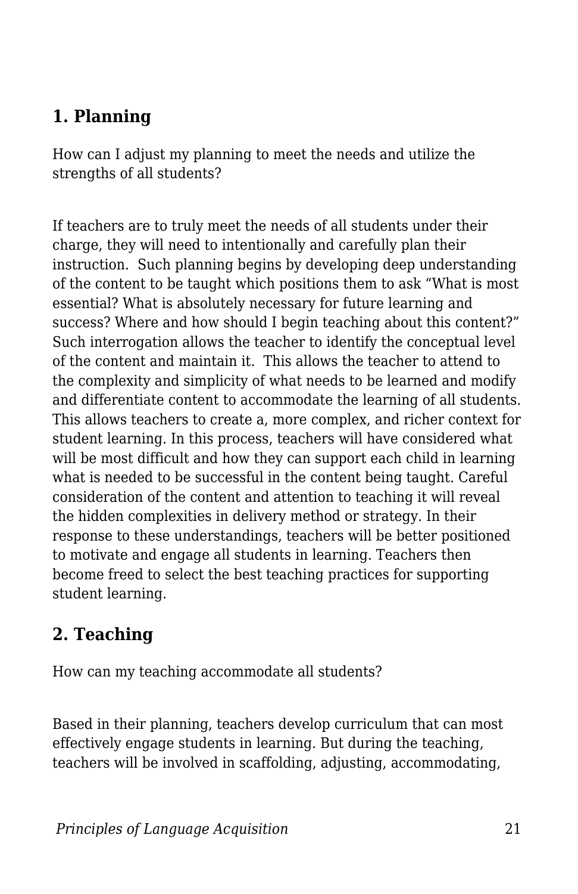## 1. Planning

How can I adjust my planning to meet the needs and utilize the strengths of all students?

If teachers are to truly meet the needs of all students under their charge, they will need to intentionally and carefully plan their instruction.  Such planning begins by developing deep understanding of the content to be taught which positions them to ask "What is most essential? What is absolutely necessary for future learning and success? Where and how should I begin teaching about this content?" Such interrogation allows the teacher to identify the conceptual level of the content and maintain it.  This allows the teacher to attend to the complexity and simplicity of what needs to be learned and modify and differentiate content to accommodate the learning of all students. This allows teachers to create a, more complex, and richer context for student learning. In this process, teachers will have considered what will be most difficult and how they can support each child in learning what is needed to be successful in the content being taught. Careful consideration of the content and attention to teaching it will reveal the hidden complexities in delivery method or strategy. In their response to these understandings, teachers will be better positioned to motivate and engage all students in learning. Teachers then become freed to select the best teaching practices for supporting student learning.

## 2. Teaching

How can my teaching accommodate all students?

Based in their planning, teachers develop curriculum that can most effectively engage students in learning. But during the teaching, teachers will be involved in scaffolding, adjusting, accommodating,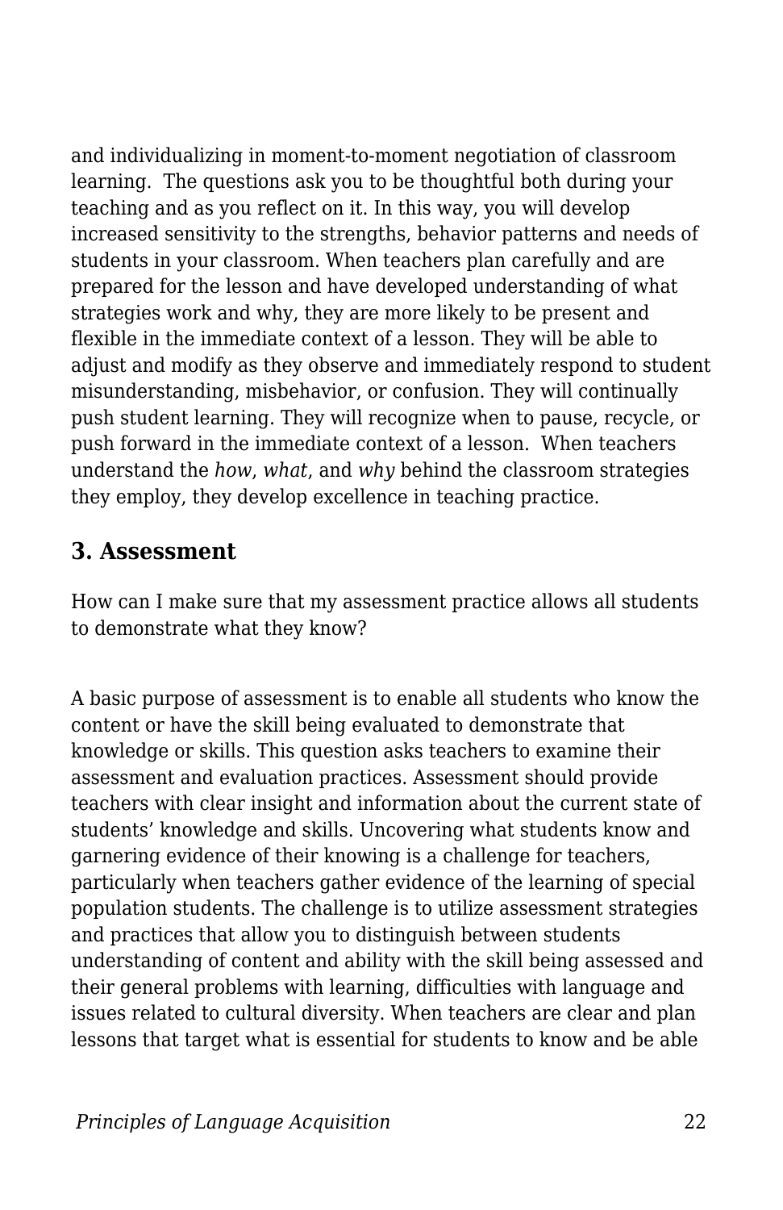and individualizing in moment-to-moment negotiation of classroom learning.  The questions ask you to be thoughtful both during your teaching and as you reflect on it. In this way, you will develop increased sensitivity to the strengths, behavior patterns and needs of students in your classroom. When teachers plan carefully and are prepared for the lesson and have developed understanding of what strategies work and why, they are more likely to be present and flexible in the immediate context of a lesson. They will be able to adjust and modify as they observe and immediately respond to student misunderstanding, misbehavior, or confusion. They will continually push student learning. They will recognize when to pause, recycle, or push forward in the immediate context of a lesson.  When teachers understand the *how*, *what*, and *why* behind the classroom strategies they employ, they develop excellence in teaching practice.

### 3. Assessment

How can I make sure that my assessment practice allows all students to demonstrate what they know?

A basic purpose of assessment is to enable all students who know the content or have the skill being evaluated to demonstrate that knowledge or skills. This question asks teachers to examine their assessment and evaluation practices. Assessment should provide teachers with clear insight and information about the current state of students' knowledge and skills. Uncovering what students know and garnering evidence of their knowing is a challenge for teachers, particularly when teachers gather evidence of the learning of special population students. The challenge is to utilize assessment strategies and practices that allow you to distinguish between students understanding of content and ability with the skill being assessed and their general problems with learning, difficulties with language and issues related to cultural diversity. When teachers are clear and plan lessons that target what is essential for students to know and be able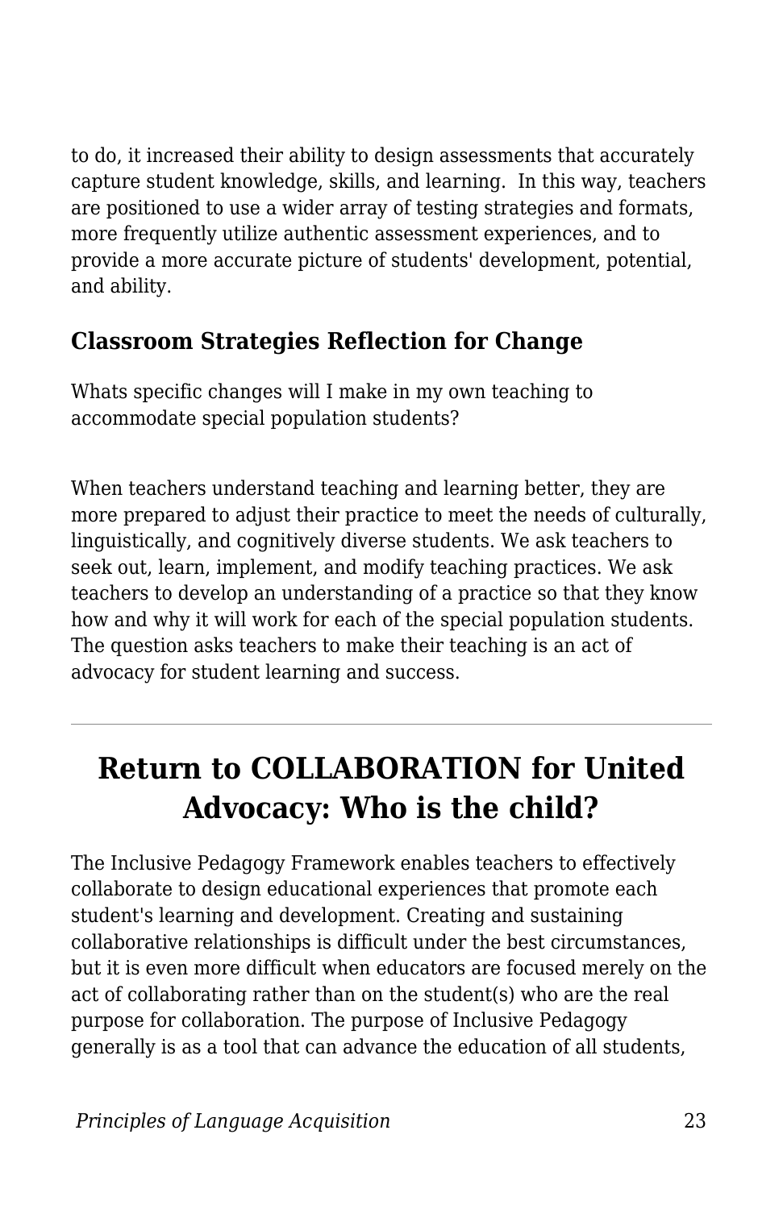to do, it increased their ability to design assessments that accurately capture student knowledge, skills, and learning.  In this way, teachers are positioned to use a wider array of testing strategies and formats, more frequently utilize authentic assessment experiences, and to provide a more accurate picture of students' development, potential, and ability.

### Classroom Strategies Reflection for Change

Whats specific changes will I make in my own teaching to accommodate special population students?

When teachers understand teaching and learning better, they are more prepared to adjust their practice to meet the needs of culturally, linguistically, and cognitively diverse students. We ask teachers to seek out, learn, implement, and modify teaching practices. We ask teachers to develop an understanding of a practice so that they know how and why it will work for each of the special population students. The question asks teachers to make their teaching is an act of advocacy for student learning and success.

---

## Return to COLLABORATION for United Advocacy: Who is the child?

The Inclusive Pedagogy Framework enables teachers to effectively collaborate to design educational experiences that promote each student's learning and development. Creating and sustaining collaborative relationships is difficult under the best circumstances, but it is even more difficult when educators are focused merely on the act of collaborating rather than on the student(s) who are the real purpose for collaboration. The purpose of Inclusive Pedagogy generally is as a tool that can advance the education of all students,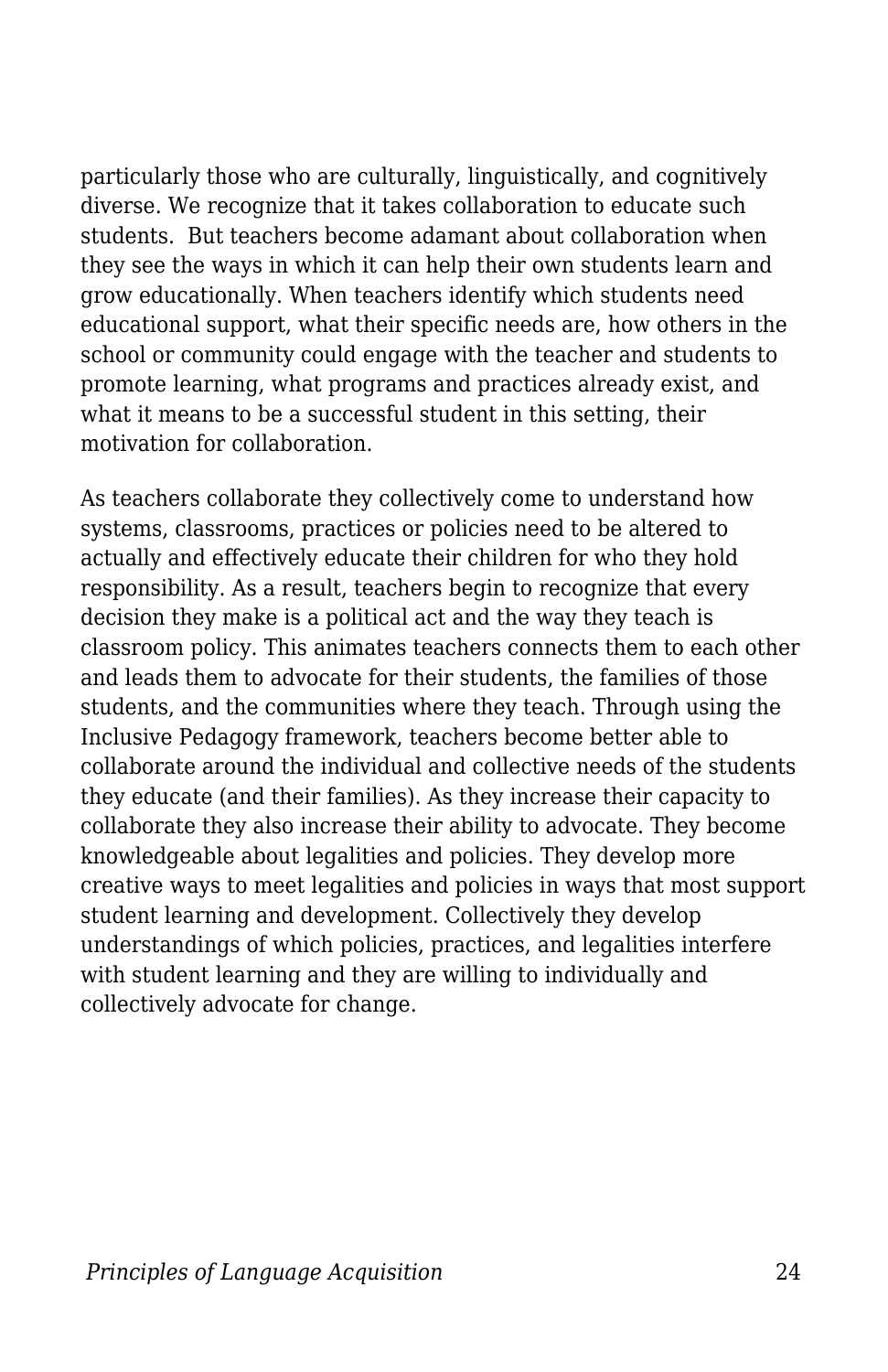particularly those who are culturally, linguistically, and cognitively diverse. We recognize that it takes collaboration to educate such students.  But teachers become adamant about collaboration when they see the ways in which it can help their own students learn and grow educationally. When teachers identify which students need educational support, what their specific needs are, how others in the school or community could engage with the teacher and students to promote learning, what programs and practices already exist, and what it means to be a successful student in this setting, their motivation for collaboration.

As teachers collaborate they collectively come to understand how systems, classrooms, practices or policies need to be altered to actually and effectively educate their children for who they hold responsibility. As a result, teachers begin to recognize that every decision they make is a political act and the way they teach is classroom policy. This animates teachers connects them to each other and leads them to advocate for their students, the families of those students, and the communities where they teach. Through using the Inclusive Pedagogy framework, teachers become better able to collaborate around the individual and collective needs of the students they educate (and their families). As they increase their capacity to collaborate they also increase their ability to advocate. They become knowledgeable about legalities and policies. They develop more creative ways to meet legalities and policies in ways that most support student learning and development. Collectively they develop understandings of which policies, practices, and legalities interfere with student learning and they are willing to individually and collectively advocate for change.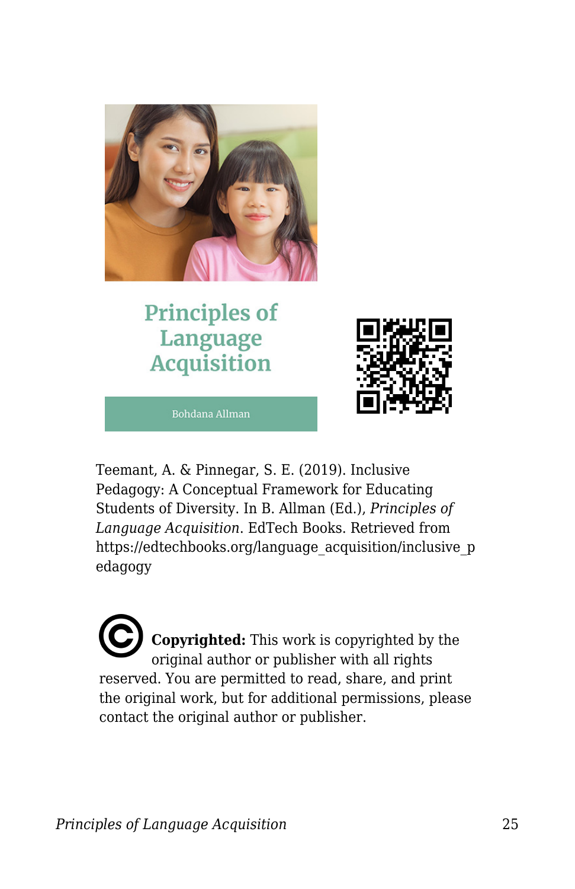Principles of Language Acquisition

Bohdana Allman

Teemant, A. & Pinnegar, S. E. (2019). Inclusive Pedagogy: A Conceptual Framework for Educating Students of Diversity. In B. Allman (Ed.), *Principles of Language Acquisition*. EdTech Books. Retrieved from https://edtechbooks.org/language_acquisition/inclusive_pedagogy

**Copyrighted:** This work is copyrighted by the original author or publisher with all rights reserved. You are permitted to read, share, and print the original work, but for additional permissions, please contact the original author or publisher.